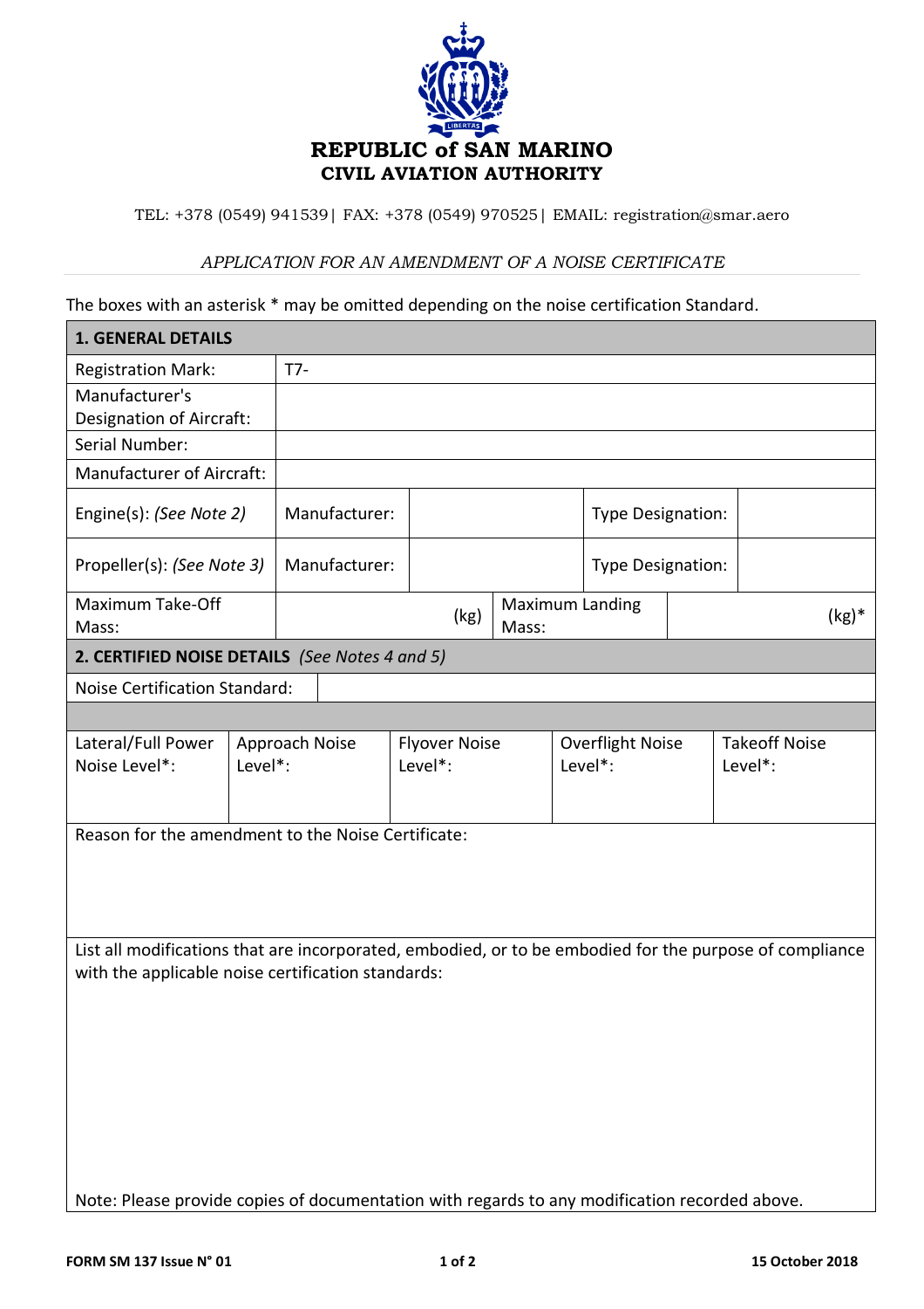**REPUBLIC of SAN MARINO**
**CIVIL AVIATION AUTHORITY**

TEL: +378 (0549) 941539| FAX: +378 (0549) 970525| EMAIL: registration@smar.aero

*APPLICATION FOR AN AMENDMENT OF A NOISE CERTIFICATE*

The boxes with an asterisk * may be omitted depending on the noise certification Standard.

| **1. GENERAL DETAILS** | | | | |
|---|---|---|---|---|
| Registration Mark: | T7- | | | |
| Manufacturer's Designation of Aircraft: | | | | |
| Serial Number: | | | | |
| Manufacturer of Aircraft: | | | | |
| Engine(s): *(See Note 2)* | Manufacturer: | | Type Designation: | |
| Propeller(s): *(See Note 3)* | Manufacturer: | | Type Designation: | |
| Maximum Take-Off Mass: | (kg) | Maximum Landing Mass: | (kg)* | |

| **2. CERTIFIED NOISE DETAILS** *(See Notes 4 and 5)* | | | | |
|---|---|---|---|---|
| Noise Certification Standard: | | | | |
| Lateral/Full Power Noise Level*: | Approach Noise Level*: | Flyover Noise Level*: | Overflight Noise Level*: | Takeoff Noise Level*: |
| | | | | |

Reason for the amendment to the Noise Certificate:

List all modifications that are incorporated, embodied, or to be embodied for the purpose of compliance with the applicable noise certification standards:

Note: Please provide copies of documentation with regards to any modification recorded above.

FORM SM 137 Issue N° 01 | 15 October 2018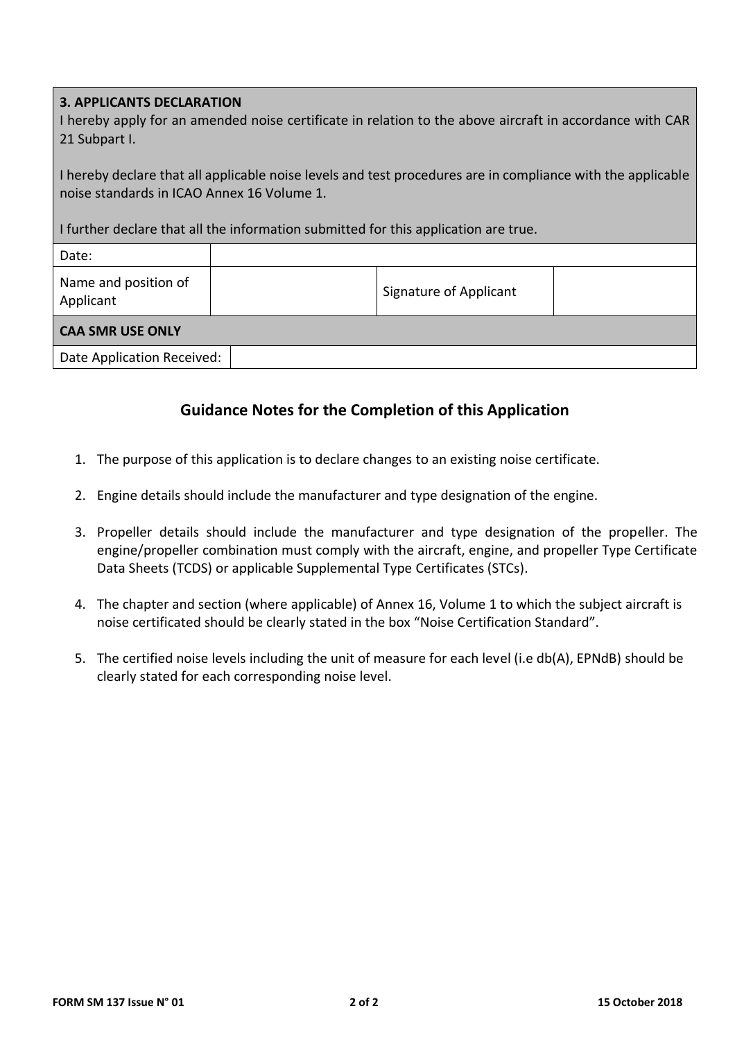| **3. APPLICANTS DECLARATION**<br>I hereby apply for an amended noise certificate in relation to the above aircraft in accordance with CAR 21 Subpart I.<br><br>I hereby declare that all applicable noise levels and test procedures are in compliance with the applicable noise standards in ICAO Annex 16 Volume 1.<br><br>I further declare that all the information submitted for this application are true. | | | |
|---|---|---|---|
| Date: | | | |
| Name and position of Applicant | | Signature of Applicant | |
| **CAA SMR USE ONLY** | | | |
| Date Application Received: | | | |

## Guidance Notes for the Completion of this Application

1. The purpose of this application is to declare changes to an existing noise certificate.
2. Engine details should include the manufacturer and type designation of the engine.
3. Propeller details should include the manufacturer and type designation of the propeller. The engine/propeller combination must comply with the aircraft, engine, and propeller Type Certificate Data Sheets (TCDS) or applicable Supplemental Type Certificates (STCs).
4. The chapter and section (where applicable) of Annex 16, Volume 1 to which the subject aircraft is noise certificated should be clearly stated in the box "Noise Certification Standard".
5. The certified noise levels including the unit of measure for each level (i.e db(A), EPNdB) should be clearly stated for each corresponding noise level.

**FORM SM 137 Issue N° 01** **15 October 2018**